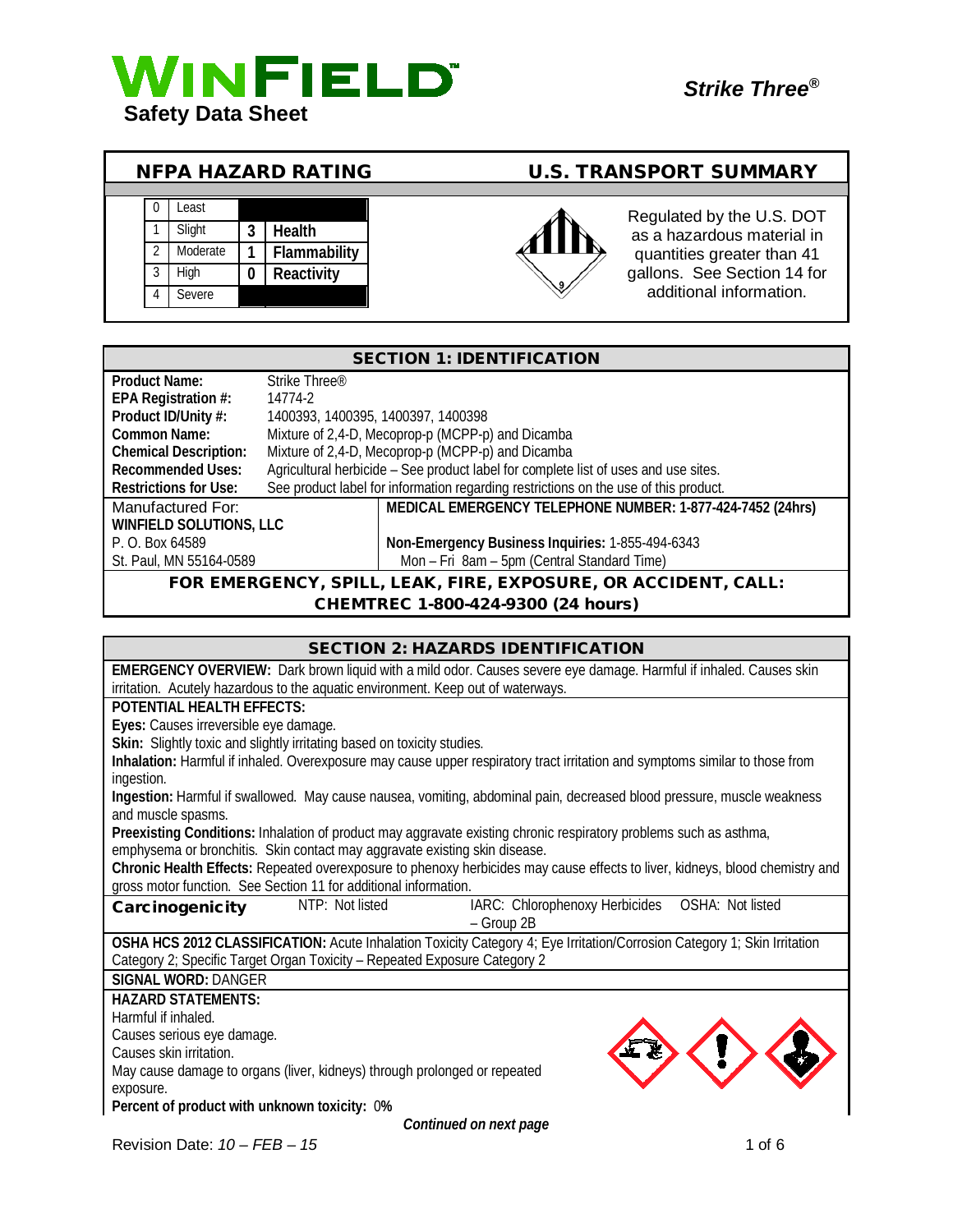# WINFIELD

**Safety Data Sheet**

***Strike Three®***

## NFPA HAZARD RATING

| | | | |
|---|---|---|---|
| 0 | Least | | |
| 1 | Slight | 3 | Health |
| 2 | Moderate | 1 | Flammability |
| 3 | High | 0 | Reactivity |
| 4 | Severe | | |

## U.S. TRANSPORT SUMMARY

Regulated by the U.S. DOT as a hazardous material in quantities greater than 41 gallons. See Section 14 for additional information.

## SECTION 1: IDENTIFICATION

**Product Name:** Strike Three®
**EPA Registration #:** 14774-2
**Product ID/Unity #:** 1400393, 1400395, 1400397, 1400398
**Common Name:** Mixture of 2,4-D, Mecoprop-p (MCPP-p) and Dicamba
**Chemical Description:** Mixture of 2,4-D, Mecoprop-p (MCPP-p) and Dicamba
**Recommended Uses:** Agricultural herbicide – See product label for complete list of uses and use sites.
**Restrictions for Use:** See product label for information regarding restrictions on the use of this product.

| Manufactured For: | **MEDICAL EMERGENCY TELEPHONE NUMBER: 1-877-424-7452 (24hrs)** |
|---|---|
| **WINFIELD SOLUTIONS, LLC** | |
| P. O. Box 64589 | **Non-Emergency Business Inquiries:** 1-855-494-6343 |
| St. Paul, MN 55164-0589 | Mon – Fri 8am – 5pm (Central Standard Time) |

**FOR EMERGENCY, SPILL, LEAK, FIRE, EXPOSURE, OR ACCIDENT, CALL: CHEMTREC 1-800-424-9300 (24 hours)**

## SECTION 2: HAZARDS IDENTIFICATION

**EMERGENCY OVERVIEW:** Dark brown liquid with a mild odor. Causes severe eye damage. Harmful if inhaled. Causes skin irritation. Acutely hazardous to the aquatic environment. Keep out of waterways.

**POTENTIAL HEALTH EFFECTS:**

**Eyes:** Causes irreversible eye damage.

**Skin:** Slightly toxic and slightly irritating based on toxicity studies.

**Inhalation:** Harmful if inhaled. Overexposure may cause upper respiratory tract irritation and symptoms similar to those from ingestion.

**Ingestion:** Harmful if swallowed. May cause nausea, vomiting, abdominal pain, decreased blood pressure, muscle weakness and muscle spasms.

**Preexisting Conditions:** Inhalation of product may aggravate existing chronic respiratory problems such as asthma, emphysema or bronchitis. Skin contact may aggravate existing skin disease.

**Chronic Health Effects:** Repeated overexposure to phenoxy herbicides may cause effects to liver, kidneys, blood chemistry and gross motor function. See Section 11 for additional information.

| **Carcinogenicity** | NTP: Not listed | IARC: Chlorophenoxy Herbicides – Group 2B | OSHA: Not listed |
|---|---|---|---|

**OSHA HCS 2012 CLASSIFICATION:** Acute Inhalation Toxicity Category 4; Eye Irritation/Corrosion Category 1; Skin Irritation Category 2; Specific Target Organ Toxicity – Repeated Exposure Category 2

**SIGNAL WORD:** DANGER

**HAZARD STATEMENTS:**
Harmful if inhaled.
Causes serious eye damage.
Causes skin irritation.
May cause damage to organs (liver, kidneys) through prolonged or repeated exposure.

**Percent of product with unknown toxicity:** 0%

***Continued on next page***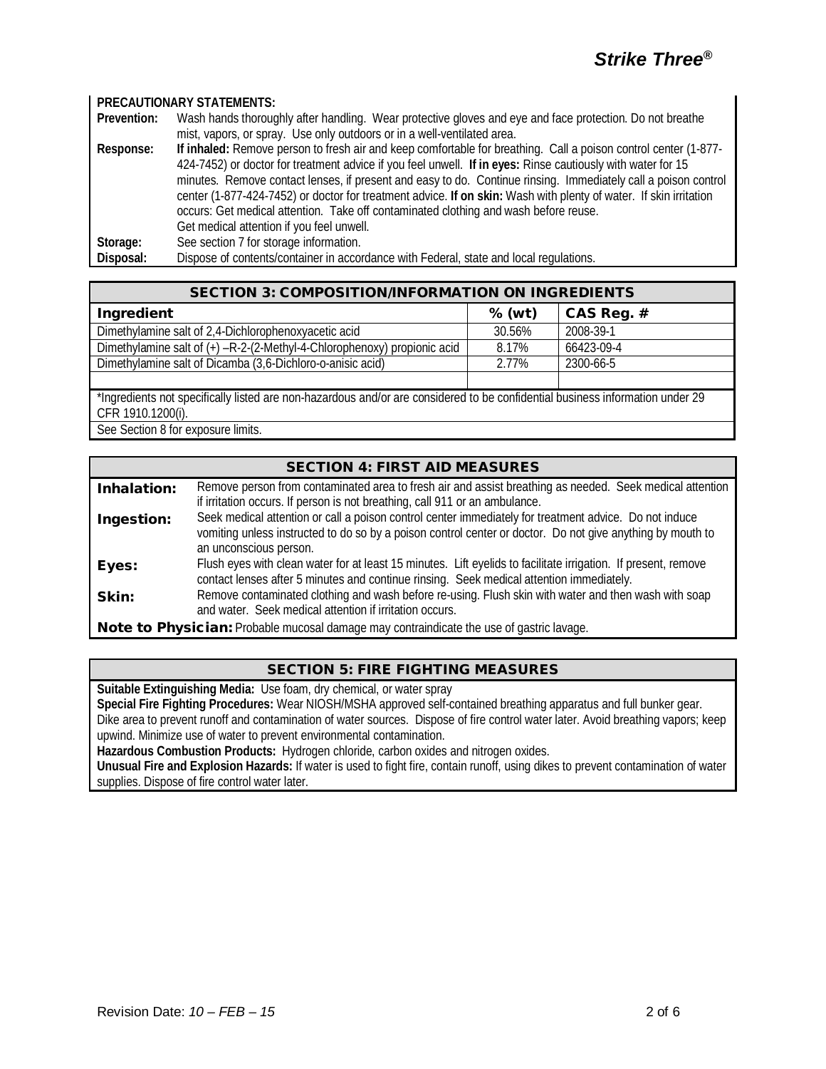**PRECAUTIONARY STATEMENTS:**

**Prevention:** Wash hands thoroughly after handling. Wear protective gloves and eye and face protection. Do not breathe mist, vapors, or spray. Use only outdoors or in a well-ventilated area.

**Response:** **If inhaled:** Remove person to fresh air and keep comfortable for breathing. Call a poison control center (1-877-424-7452) or doctor for treatment advice if you feel unwell. **If in eyes:** Rinse cautiously with water for 15 minutes. Remove contact lenses, if present and easy to do. Continue rinsing. Immediately call a poison control center (1-877-424-7452) or doctor for treatment advice. **If on skin:** Wash with plenty of water. If skin irritation occurs: Get medical attention. Take off contaminated clothing and wash before reuse.
Get medical attention if you feel unwell.

**Storage:** See section 7 for storage information.

**Disposal:** Dispose of contents/container in accordance with Federal, state and local regulations.

## SECTION 3: COMPOSITION/INFORMATION ON INGREDIENTS

| Ingredient | % (wt) | CAS Reg. # |
|---|---|---|
| Dimethylamine salt of 2,4-Dichlorophenoxyacetic acid | 30.56% | 2008-39-1 |
| Dimethylamine salt of (+) –R-2-(2-Methyl-4-Chlorophenoxy) propionic acid | 8.17% | 66423-09-4 |
| Dimethylamine salt of Dicamba (3,6-Dichloro-o-anisic acid) | 2.77% | 2300-66-5 |
| | | |

*Ingredients not specifically listed are non-hazardous and/or are considered to be confidential business information under 29 CFR 1910.1200(i).

See Section 8 for exposure limits.

## SECTION 4: FIRST AID MEASURES

**Inhalation:** Remove person from contaminated area to fresh air and assist breathing as needed. Seek medical attention if irritation occurs. If person is not breathing, call 911 or an ambulance.

**Ingestion:** Seek medical attention or call a poison control center immediately for treatment advice. Do not induce vomiting unless instructed to do so by a poison control center or doctor. Do not give anything by mouth to an unconscious person.

**Eyes:** Flush eyes with clean water for at least 15 minutes. Lift eyelids to facilitate irrigation. If present, remove contact lenses after 5 minutes and continue rinsing. Seek medical attention immediately.

**Skin:** Remove contaminated clothing and wash before re-using. Flush skin with water and then wash with soap and water. Seek medical attention if irritation occurs.

**Note to Physician:** Probable mucosal damage may contraindicate the use of gastric lavage.

## SECTION 5: FIRE FIGHTING MEASURES

**Suitable Extinguishing Media:** Use foam, dry chemical, or water spray

**Special Fire Fighting Procedures:** Wear NIOSH/MSHA approved self-contained breathing apparatus and full bunker gear. Dike area to prevent runoff and contamination of water sources. Dispose of fire control water later. Avoid breathing vapors; keep upwind. Minimize use of water to prevent environmental contamination.

**Hazardous Combustion Products:** Hydrogen chloride, carbon oxides and nitrogen oxides.

**Unusual Fire and Explosion Hazards:** If water is used to fight fire, contain runoff, using dikes to prevent contamination of water supplies. Dispose of fire control water later.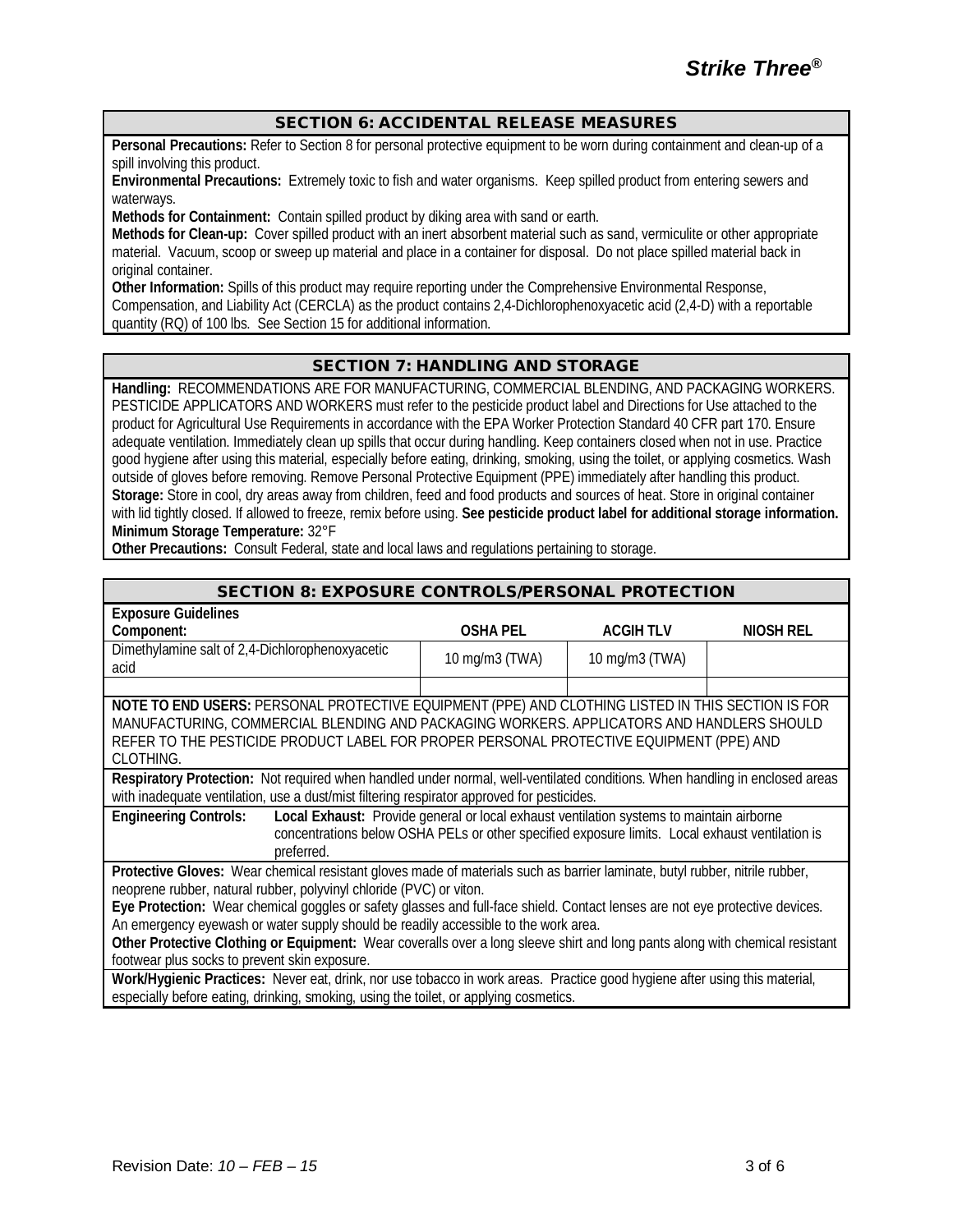## SECTION 6: ACCIDENTAL RELEASE MEASURES

**Personal Precautions:** Refer to Section 8 for personal protective equipment to be worn during containment and clean-up of a spill involving this product.

**Environmental Precautions:** Extremely toxic to fish and water organisms. Keep spilled product from entering sewers and waterways.

**Methods for Containment:** Contain spilled product by diking area with sand or earth.

**Methods for Clean-up:** Cover spilled product with an inert absorbent material such as sand, vermiculite or other appropriate material. Vacuum, scoop or sweep up material and place in a container for disposal. Do not place spilled material back in original container.

**Other Information:** Spills of this product may require reporting under the Comprehensive Environmental Response, Compensation, and Liability Act (CERCLA) as the product contains 2,4-Dichlorophenoxyacetic acid (2,4-D) with a reportable quantity (RQ) of 100 lbs. See Section 15 for additional information.

## SECTION 7: HANDLING AND STORAGE

**Handling:** RECOMMENDATIONS ARE FOR MANUFACTURING, COMMERCIAL BLENDING, AND PACKAGING WORKERS. PESTICIDE APPLICATORS AND WORKERS must refer to the pesticide product label and Directions for Use attached to the product for Agricultural Use Requirements in accordance with the EPA Worker Protection Standard 40 CFR part 170. Ensure adequate ventilation. Immediately clean up spills that occur during handling. Keep containers closed when not in use. Practice good hygiene after using this material, especially before eating, drinking, smoking, using the toilet, or applying cosmetics. Wash outside of gloves before removing. Remove Personal Protective Equipment (PPE) immediately after handling this product.

**Storage:** Store in cool, dry areas away from children, feed and food products and sources of heat. Store in original container with lid tightly closed. If allowed to freeze, remix before using. **See pesticide product label for additional storage information.**

**Minimum Storage Temperature:** 32°F

**Other Precautions:** Consult Federal, state and local laws and regulations pertaining to storage.

## SECTION 8: EXPOSURE CONTROLS/PERSONAL PROTECTION

**Exposure Guidelines**

| Component: | OSHA PEL | ACGIH TLV | NIOSH REL |
|---|---|---|---|
| Dimethylamine salt of 2,4-Dichlorophenoxyacetic acid | 10 mg/m3 (TWA) | 10 mg/m3 (TWA) | |
| | | | |

**NOTE TO END USERS:** PERSONAL PROTECTIVE EQUIPMENT (PPE) AND CLOTHING LISTED IN THIS SECTION IS FOR MANUFACTURING, COMMERCIAL BLENDING AND PACKAGING WORKERS. APPLICATORS AND HANDLERS SHOULD REFER TO THE PESTICIDE PRODUCT LABEL FOR PROPER PERSONAL PROTECTIVE EQUIPMENT (PPE) AND CLOTHING.

**Respiratory Protection:** Not required when handled under normal, well-ventilated conditions. When handling in enclosed areas with inadequate ventilation, use a dust/mist filtering respirator approved for pesticides.

**Engineering Controls:** **Local Exhaust:** Provide general or local exhaust ventilation systems to maintain airborne concentrations below OSHA PELs or other specified exposure limits. Local exhaust ventilation is preferred.

**Protective Gloves:** Wear chemical resistant gloves made of materials such as barrier laminate, butyl rubber, nitrile rubber, neoprene rubber, natural rubber, polyvinyl chloride (PVC) or viton.

**Eye Protection:** Wear chemical goggles or safety glasses and full-face shield. Contact lenses are not eye protective devices. An emergency eyewash or water supply should be readily accessible to the work area.

**Other Protective Clothing or Equipment:** Wear coveralls over a long sleeve shirt and long pants along with chemical resistant footwear plus socks to prevent skin exposure.

**Work/Hygienic Practices:** Never eat, drink, nor use tobacco in work areas. Practice good hygiene after using this material, especially before eating, drinking, smoking, using the toilet, or applying cosmetics.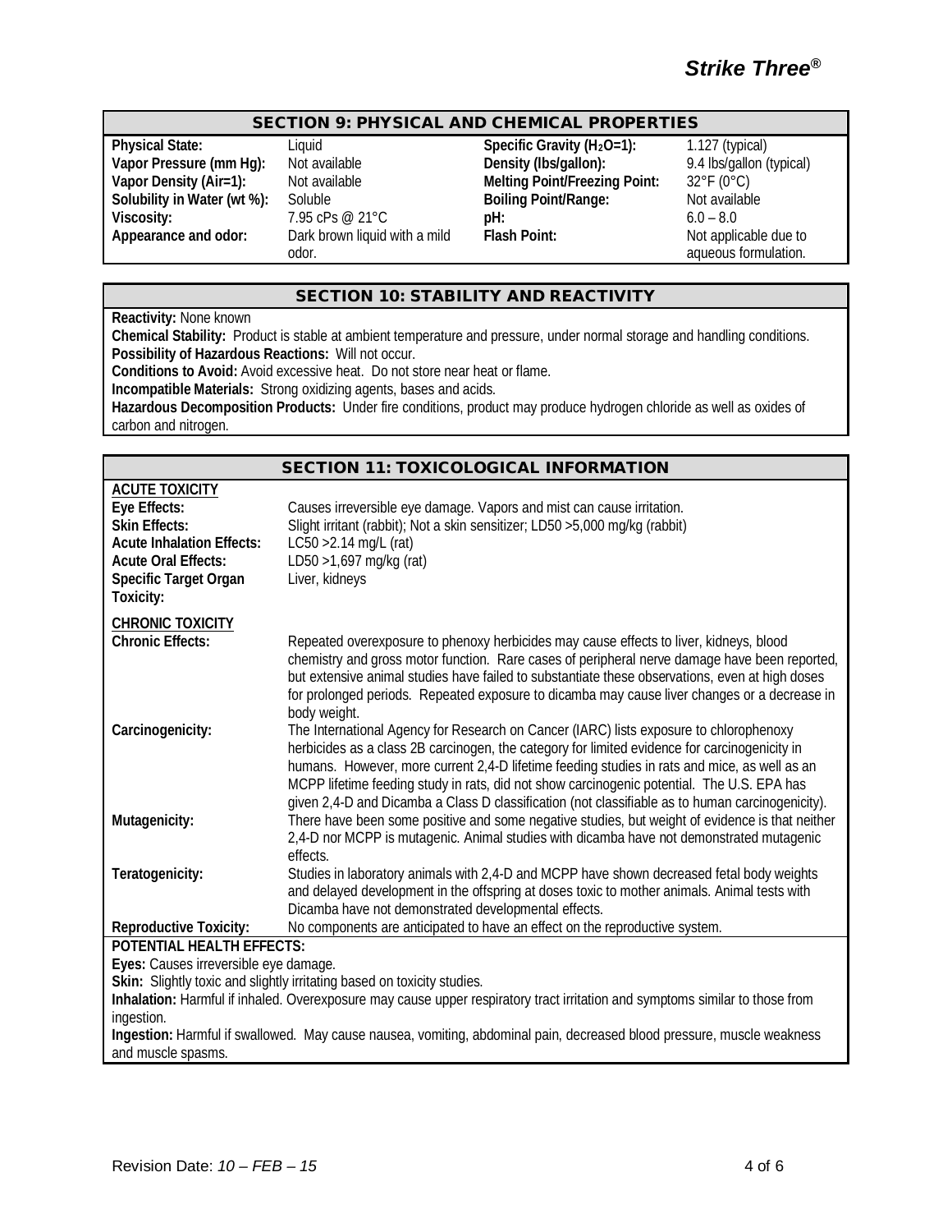## SECTION 9: PHYSICAL AND CHEMICAL PROPERTIES

| | | | |
|---|---|---|---|
| **Physical State:** | Liquid | **Specific Gravity ($H_2O$=1):** | 1.127 (typical) |
| **Vapor Pressure (mm Hg):** | Not available | **Density (lbs/gallon):** | 9.4 lbs/gallon (typical) |
| **Vapor Density (Air=1):** | Not available | **Melting Point/Freezing Point:** | 32°F (0°C) |
| **Solubility in Water (wt %):** | Soluble | **Boiling Point/Range:** | Not available |
| **Viscosity:** | 7.95 cPs @ 21°C | **pH:** | 6.0 – 8.0 |
| **Appearance and odor:** | Dark brown liquid with a mild odor. | **Flash Point:** | Not applicable due to aqueous formulation. |

## SECTION 10: STABILITY AND REACTIVITY

**Reactivity:** None known

**Chemical Stability:** Product is stable at ambient temperature and pressure, under normal storage and handling conditions.

**Possibility of Hazardous Reactions:** Will not occur.

**Conditions to Avoid:** Avoid excessive heat. Do not store near heat or flame.

**Incompatible Materials:** Strong oxidizing agents, bases and acids.

**Hazardous Decomposition Products:** Under fire conditions, product may produce hydrogen chloride as well as oxides of carbon and nitrogen.

## SECTION 11: TOXICOLOGICAL INFORMATION

**ACUTE TOXICITY**

| | |
|---|---|
| **Eye Effects:** | Causes irreversible eye damage. Vapors and mist can cause irritation. |
| **Skin Effects:** | Slight irritant (rabbit); Not a skin sensitizer; LD50 >5,000 mg/kg (rabbit) |
| **Acute Inhalation Effects:** | LC50 >2.14 mg/L (rat) |
| **Acute Oral Effects:** | LD50 >1,697 mg/kg (rat) |
| **Specific Target Organ Toxicity:** | Liver, kidneys |

**CHRONIC TOXICITY**

| | |
|---|---|
| **Chronic Effects:** | Repeated overexposure to phenoxy herbicides may cause effects to liver, kidneys, blood chemistry and gross motor function. Rare cases of peripheral nerve damage have been reported, but extensive animal studies have failed to substantiate these observations, even at high doses for prolonged periods. Repeated exposure to dicamba may cause liver changes or a decrease in body weight. |
| **Carcinogenicity:** | The International Agency for Research on Cancer (IARC) lists exposure to chlorophenoxy herbicides as a class 2B carcinogen, the category for limited evidence for carcinogenicity in humans. However, more current 2,4-D lifetime feeding studies in rats and mice, as well as an MCPP lifetime feeding study in rats, did not show carcinogenic potential. The U.S. EPA has given 2,4-D and Dicamba a Class D classification (not classifiable as to human carcinogenicity). |
| **Mutagenicity:** | There have been some positive and some negative studies, but weight of evidence is that neither 2,4-D nor MCPP is mutagenic. Animal studies with dicamba have not demonstrated mutagenic effects. |
| **Teratogenicity:** | Studies in laboratory animals with 2,4-D and MCPP have shown decreased fetal body weights and delayed development in the offspring at doses toxic to mother animals. Animal tests with Dicamba have not demonstrated developmental effects. |
| **Reproductive Toxicity:** | No components are anticipated to have an effect on the reproductive system. |

**POTENTIAL HEALTH EFFECTS:**

**Eyes:** Causes irreversible eye damage.

**Skin:** Slightly toxic and slightly irritating based on toxicity studies.

**Inhalation:** Harmful if inhaled. Overexposure may cause upper respiratory tract irritation and symptoms similar to those from ingestion.

**Ingestion:** Harmful if swallowed. May cause nausea, vomiting, abdominal pain, decreased blood pressure, muscle weakness and muscle spasms.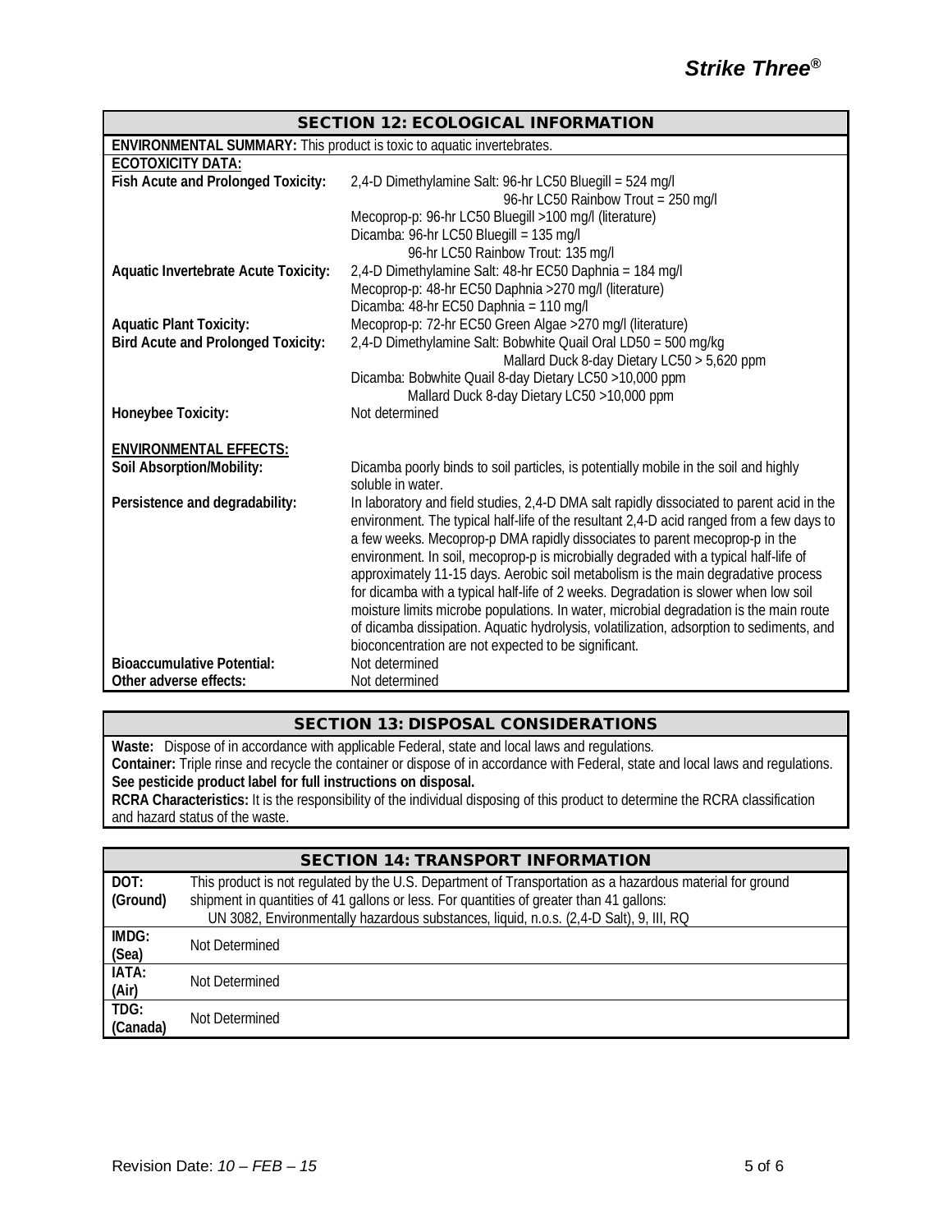## SECTION 12: ECOLOGICAL INFORMATION

**ENVIRONMENTAL SUMMARY:** This product is toxic to aquatic invertebrates.

**ECOTOXICITY DATA:**

| | |
|---|---|
| **Fish Acute and Prolonged Toxicity:** | 2,4-D Dimethylamine Salt: 96-hr LC50 Bluegill = 524 mg/l<br>96-hr LC50 Rainbow Trout = 250 mg/l<br>Mecoprop-p: 96-hr LC50 Bluegill >100 mg/l (literature)<br>Dicamba: 96-hr LC50 Bluegill = 135 mg/l<br>96-hr LC50 Rainbow Trout: 135 mg/l |
| **Aquatic Invertebrate Acute Toxicity:** | 2,4-D Dimethylamine Salt: 48-hr EC50 Daphnia = 184 mg/l<br>Mecoprop-p: 48-hr EC50 Daphnia >270 mg/l (literature)<br>Dicamba: 48-hr EC50 Daphnia = 110 mg/l |
| **Aquatic Plant Toxicity:** | Mecoprop-p: 72-hr EC50 Green Algae >270 mg/l (literature) |
| **Bird Acute and Prolonged Toxicity:** | 2,4-D Dimethylamine Salt: Bobwhite Quail Oral LD50 = 500 mg/kg<br>Mallard Duck 8-day Dietary LC50 > 5,620 ppm<br>Dicamba: Bobwhite Quail 8-day Dietary LC50 >10,000 ppm<br>Mallard Duck 8-day Dietary LC50 >10,000 ppm |
| **Honeybee Toxicity:** | Not determined |

**ENVIRONMENTAL EFFECTS:**

| | |
|---|---|
| **Soil Absorption/Mobility:** | Dicamba poorly binds to soil particles, is potentially mobile in the soil and highly soluble in water. |
| **Persistence and degradability:** | In laboratory and field studies, 2,4-D DMA salt rapidly dissociated to parent acid in the environment. The typical half-life of the resultant 2,4-D acid ranged from a few days to a few weeks. Mecoprop-p DMA rapidly dissociates to parent mecoprop-p in the environment. In soil, mecoprop-p is microbially degraded with a typical half-life of approximately 11-15 days. Aerobic soil metabolism is the main degradative process for dicamba with a typical half-life of 2 weeks. Degradation is slower when low soil moisture limits microbe populations. In water, microbial degradation is the main route of dicamba dissipation. Aquatic hydrolysis, volatilization, adsorption to sediments, and bioconcentration are not expected to be significant. |
| **Bioaccumulative Potential:** | Not determined |
| **Other adverse effects:** | Not determined |

## SECTION 13: DISPOSAL CONSIDERATIONS

**Waste:** Dispose of in accordance with applicable Federal, state and local laws and regulations.
**Container:** Triple rinse and recycle the container or dispose of in accordance with Federal, state and local laws and regulations.
**See pesticide product label for full instructions on disposal.**
**RCRA Characteristics:** It is the responsibility of the individual disposing of this product to determine the RCRA classification and hazard status of the waste.

## SECTION 14: TRANSPORT INFORMATION

| | |
|---|---|
| **DOT: (Ground)** | This product is not regulated by the U.S. Department of Transportation as a hazardous material for ground shipment in quantities of 41 gallons or less. For quantities of greater than 41 gallons:<br>UN 3082, Environmentally hazardous substances, liquid, n.o.s. (2,4-D Salt), 9, III, RQ |
| **IMDG: (Sea)** | Not Determined |
| **IATA: (Air)** | Not Determined |
| **TDG: (Canada)** | Not Determined |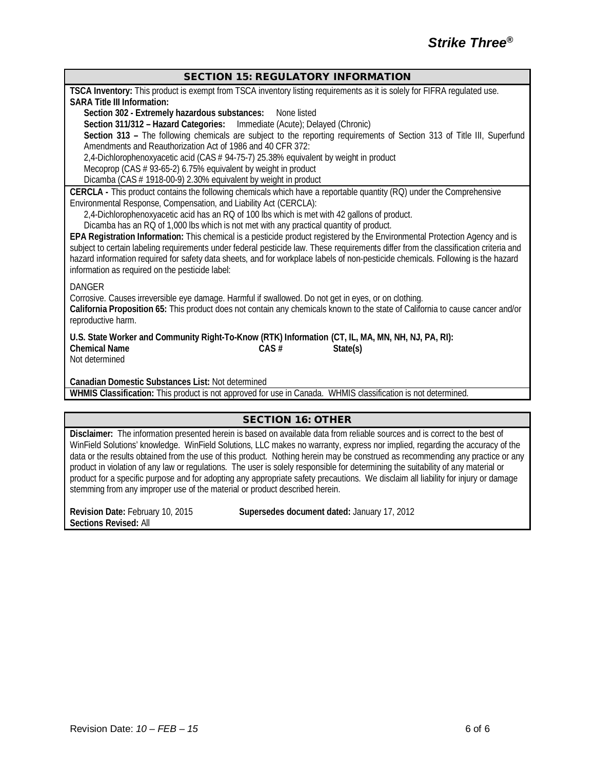## SECTION 15: REGULATORY INFORMATION

**TSCA Inventory:** This product is exempt from TSCA inventory listing requirements as it is solely for FIFRA regulated use.

**SARA Title III Information:**

**Section 302 - Extremely hazardous substances:** None listed

**Section 311/312 – Hazard Categories:** Immediate (Acute); Delayed (Chronic)

**Section 313 –** The following chemicals are subject to the reporting requirements of Section 313 of Title III, Superfund Amendments and Reauthorization Act of 1986 and 40 CFR 372:

2,4-Dichlorophenoxyacetic acid (CAS # 94-75-7) 25.38% equivalent by weight in product
Mecoprop (CAS # 93-65-2) 6.75% equivalent by weight in product
Dicamba (CAS # 1918-00-9) 2.30% equivalent by weight in product

**CERCLA -** This product contains the following chemicals which have a reportable quantity (RQ) under the Comprehensive Environmental Response, Compensation, and Liability Act (CERCLA):

2,4-Dichlorophenoxyacetic acid has an RQ of 100 lbs which is met with 42 gallons of product.
Dicamba has an RQ of 1,000 lbs which is not met with any practical quantity of product.

**EPA Registration Information:** This chemical is a pesticide product registered by the Environmental Protection Agency and is subject to certain labeling requirements under federal pesticide law. These requirements differ from the classification criteria and hazard information required for safety data sheets, and for workplace labels of non-pesticide chemicals. Following is the hazard information as required on the pesticide label:

DANGER
Corrosive. Causes irreversible eye damage. Harmful if swallowed. Do not get in eyes, or on clothing.

**California Proposition 65:** This product does not contain any chemicals known to the state of California to cause cancer and/or reproductive harm.

**U.S. State Worker and Community Right-To-Know (RTK) Information (CT, IL, MA, MN, NH, NJ, PA, RI):**

| Chemical Name | CAS # | State(s) |
|---|---|---|
| Not determined | | |

**Canadian Domestic Substances List:** Not determined

**WHMIS Classification:** This product is not approved for use in Canada. WHMIS classification is not determined.

## SECTION 16: OTHER

**Disclaimer:** The information presented herein is based on available data from reliable sources and is correct to the best of WinField Solutions' knowledge. WinField Solutions, LLC makes no warranty, express nor implied, regarding the accuracy of the data or the results obtained from the use of this product. Nothing herein may be construed as recommending any practice or any product in violation of any law or regulations. The user is solely responsible for determining the suitability of any material or product for a specific purpose and for adopting any appropriate safety precautions. We disclaim all liability for injury or damage stemming from any improper use of the material or product described herein.

**Revision Date:** February 10, 2015 **Supersedes document dated:** January 17, 2012

**Sections Revised:** All